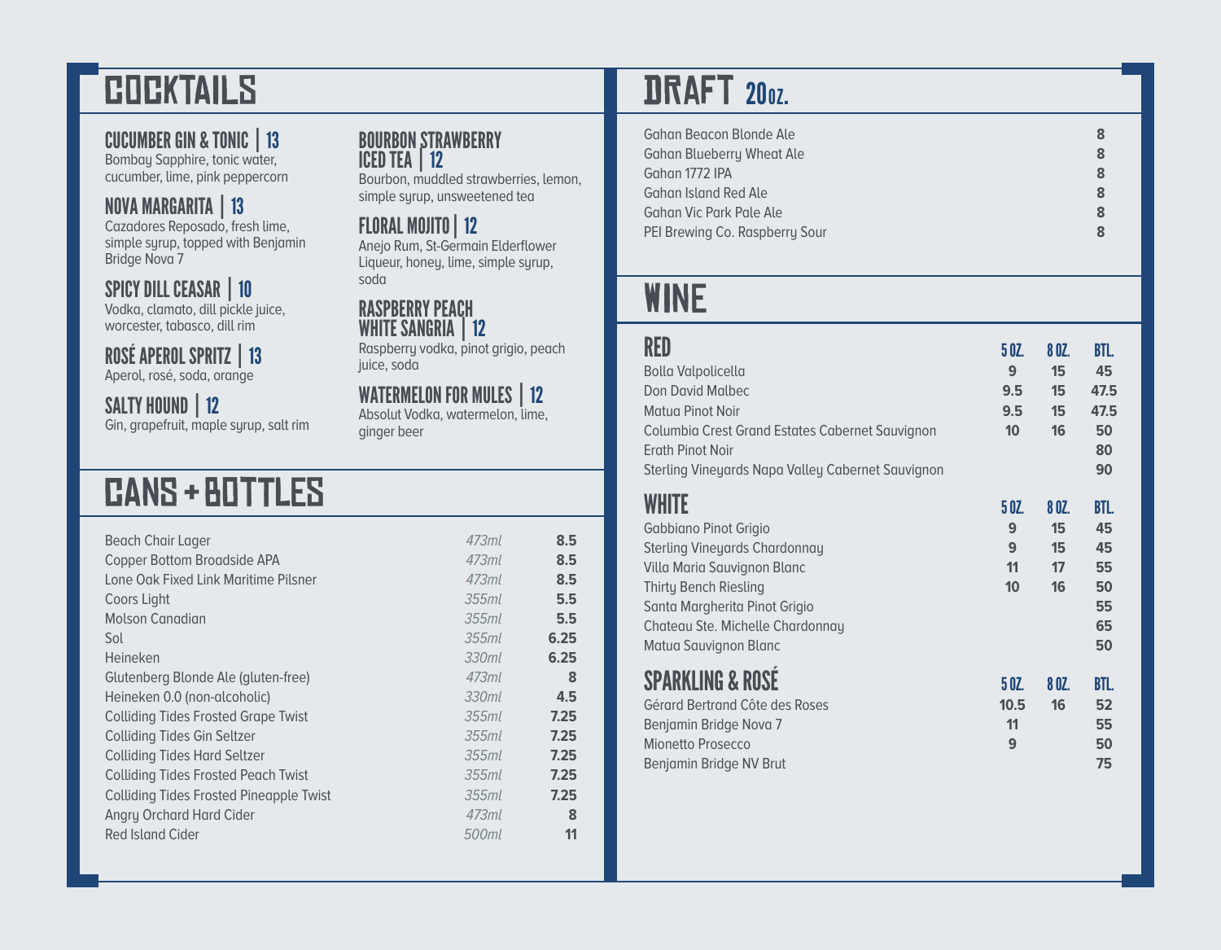# COCKTAILS

### CUCUMBER GIN & TONIC | 13
Bombay Sapphire, tonic water, cucumber, lime, pink peppercorn

### NOVA MARGARITA | 13
Cazadores Reposado, fresh lime, simple syrup, topped with Benjamin Bridge Nova 7

### SPICY DILL CEASAR | 10
Vodka, clamato, dill pickle juice, worcester, tabasco, dill rim

### ROSÉ APEROL SPRITZ | 13
Aperol, rosé, soda, orange

### SALTY HOUND | 12
Gin, grapefruit, maple syrup, salt rim

### BOURBON STRAWBERRY ICED TEA | 12
Bourbon, muddled strawberries, lemon, simple syrup, unsweetened tea

### FLORAL MOJITO | 12
Anejo Rum, St-Germain Elderflower Liqueur, honey, lime, simple syrup, soda

### RASPBERRY PEACH WHITE SANGRIA | 12
Raspberry vodka, pinot grigio, peach juice, soda

### WATERMELON FOR MULES | 12
Absolut Vodka, watermelon, lime, ginger beer

# CANS + BOTTLES

| Item | Size | Price |
|---|---|---|
| Beach Chair Lager | *473ml* | 8.5 |
| Copper Bottom Broadside APA | *473ml* | 8.5 |
| Lone Oak Fixed Link Maritime Pilsner | *473ml* | 8.5 |
| Coors Light | *355ml* | 5.5 |
| Molson Canadian | *355ml* | 5.5 |
| Sol | *355ml* | 6.25 |
| Heineken | *330ml* | 6.25 |
| Glutenberg Blonde Ale (gluten-free) | *473ml* | 8 |
| Heineken 0.0 (non-alcoholic) | *330ml* | 4.5 |
| Colliding Tides Frosted Grape Twist | *355ml* | 7.25 |
| Colliding Tides Gin Seltzer | *355ml* | 7.25 |
| Colliding Tides Hard Seltzer | *355ml* | 7.25 |
| Colliding Tides Frosted Peach Twist | *355ml* | 7.25 |
| Colliding Tides Frosted Pineapple Twist | *355ml* | 7.25 |
| Angry Orchard Hard Cider | *473ml* | 8 |
| Red Island Cider | *500ml* | 11 |

# DRAFT 20oz.

| Item | Price |
|---|---|
| Gahan Beacon Blonde Ale | 8 |
| Gahan Blueberry Wheat Ale | 8 |
| Gahan 1772 IPA | 8 |
| Gahan Island Red Ale | 8 |
| Gahan Vic Park Pale Ale | 8 |
| PEI Brewing Co. Raspberry Sour | 8 |

# WINE

| RED | 5 OZ. | 8 OZ. | BTL. |
|---|---|---|---|
| Bolla Valpolicella | 9 | 15 | 45 |
| Don David Malbec | 9.5 | 15 | 47.5 |
| Matua Pinot Noir | 9.5 | 15 | 47.5 |
| Columbia Crest Grand Estates Cabernet Sauvignon | 10 | 16 | 50 |
| Erath Pinot Noir | | | 80 |
| Sterling Vineyards Napa Valley Cabernet Sauvignon | | | 90 |

| WHITE | 5 OZ. | 8 OZ. | BTL. |
|---|---|---|---|
| Gabbiano Pinot Grigio | 9 | 15 | 45 |
| Sterling Vineyards Chardonnay | 9 | 15 | 45 |
| Villa Maria Sauvignon Blanc | 11 | 17 | 55 |
| Thirty Bench Riesling | 10 | 16 | 50 |
| Santa Margherita Pinot Grigio | | | 55 |
| Chateau Ste. Michelle Chardonnay | | | 65 |
| Matua Sauvignon Blanc | | | 50 |

| SPARKLING & ROSÉ | 5 OZ. | 8 OZ. | BTL. |
|---|---|---|---|
| Gérard Bertrand Côte des Roses | 10.5 | 16 | 52 |
| Benjamin Bridge Nova 7 | 11 | | 55 |
| Mionetto Prosecco | 9 | | 50 |
| Benjamin Bridge NV Brut | | | 75 |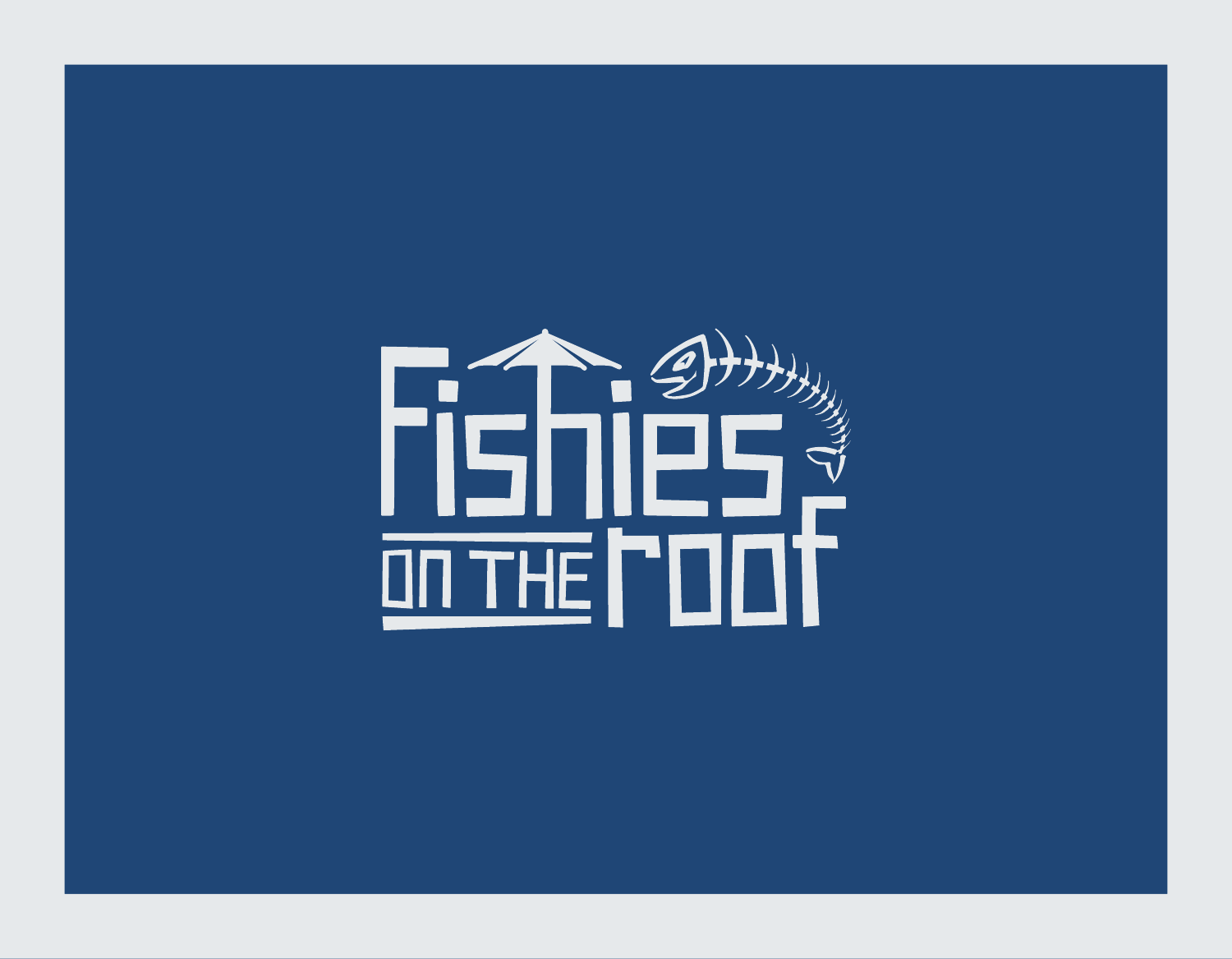Fishies

ON THE roof